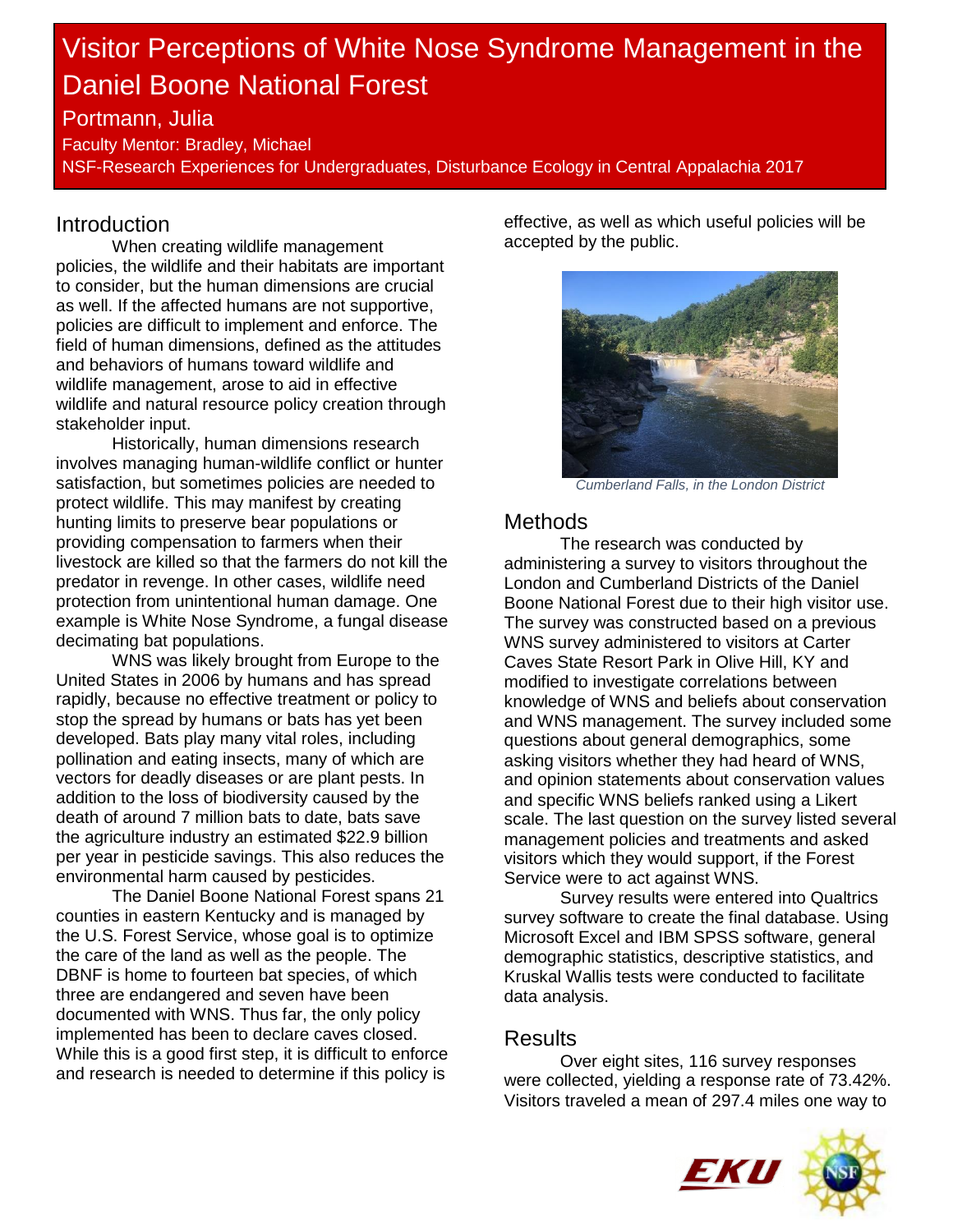# Visitor Perceptions of White Nose Syndrome Management in the Daniel Boone National Forest

Portmann, Julia

Faculty Mentor: Bradley, Michael

NSF-Research Experiences for Undergraduates, Disturbance Ecology in Central Appalachia 2017

## Introduction

When creating wildlife management policies, the wildlife and their habitats are important to consider, but the human dimensions are crucial as well. If the affected humans are not supportive, policies are difficult to implement and enforce. The field of human dimensions, defined as the attitudes and behaviors of humans toward wildlife and wildlife management, arose to aid in effective wildlife and natural resource policy creation through stakeholder input.

Historically, human dimensions research involves managing human-wildlife conflict or hunter satisfaction, but sometimes policies are needed to protect wildlife. This may manifest by creating hunting limits to preserve bear populations or providing compensation to farmers when their livestock are killed so that the farmers do not kill the predator in revenge. In other cases, wildlife need protection from unintentional human damage. One example is White Nose Syndrome, a fungal disease decimating bat populations.

WNS was likely brought from Europe to the United States in 2006 by humans and has spread rapidly, because no effective treatment or policy to stop the spread by humans or bats has yet been developed. Bats play many vital roles, including pollination and eating insects, many of which are vectors for deadly diseases or are plant pests. In addition to the loss of biodiversity caused by the death of around 7 million bats to date, bats save the agriculture industry an estimated $22.9 billion per year in pesticide savings. This also reduces the environmental harm caused by pesticides.

The Daniel Boone National Forest spans 21 counties in eastern Kentucky and is managed by the U.S. Forest Service, whose goal is to optimize the care of the land as well as the people. The DBNF is home to fourteen bat species, of which three are endangered and seven have been documented with WNS. Thus far, the only policy implemented has been to declare caves closed. While this is a good first step, it is difficult to enforce and research is needed to determine if this policy is effective, as well as which useful policies will be accepted by the public.

*Cumberland Falls, in the London District*

## Methods

The research was conducted by administering a survey to visitors throughout the London and Cumberland Districts of the Daniel Boone National Forest due to their high visitor use. The survey was constructed based on a previous WNS survey administered to visitors at Carter Caves State Resort Park in Olive Hill, KY and modified to investigate correlations between knowledge of WNS and beliefs about conservation and WNS management. The survey included some questions about general demographics, some asking visitors whether they had heard of WNS, and opinion statements about conservation values and specific WNS beliefs ranked using a Likert scale. The last question on the survey listed several management policies and treatments and asked visitors which they would support, if the Forest Service were to act against WNS.

Survey results were entered into Qualtrics survey software to create the final database. Using Microsoft Excel and IBM SPSS software, general demographic statistics, descriptive statistics, and Kruskal Wallis tests were conducted to facilitate data analysis.

## Results

Over eight sites, 116 survey responses were collected, yielding a response rate of 73.42%. Visitors traveled a mean of 297.4 miles one way to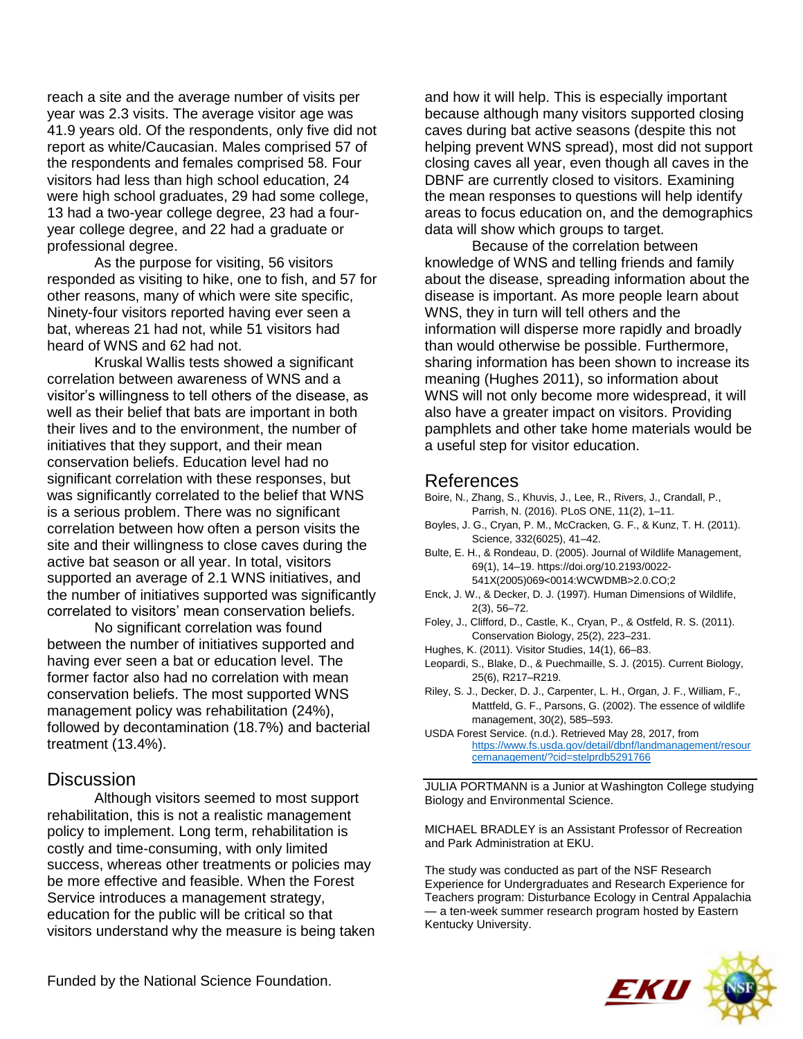reach a site and the average number of visits per year was 2.3 visits. The average visitor age was 41.9 years old. Of the respondents, only five did not report as white/Caucasian. Males comprised 57 of the respondents and females comprised 58. Four visitors had less than high school education, 24 were high school graduates, 29 had some college, 13 had a two-year college degree, 23 had a four-year college degree, and 22 had a graduate or professional degree.

As the purpose for visiting, 56 visitors responded as visiting to hike, one to fish, and 57 for other reasons, many of which were site specific, Ninety-four visitors reported having ever seen a bat, whereas 21 had not, while 51 visitors had heard of WNS and 62 had not.

Kruskal Wallis tests showed a significant correlation between awareness of WNS and a visitor's willingness to tell others of the disease, as well as their belief that bats are important in both their lives and to the environment, the number of initiatives that they support, and their mean conservation beliefs. Education level had no significant correlation with these responses, but was significantly correlated to the belief that WNS is a serious problem. There was no significant correlation between how often a person visits the site and their willingness to close caves during the active bat season or all year. In total, visitors supported an average of 2.1 WNS initiatives, and the number of initiatives supported was significantly correlated to visitors' mean conservation beliefs.

No significant correlation was found between the number of initiatives supported and having ever seen a bat or education level. The former factor also had no correlation with mean conservation beliefs. The most supported WNS management policy was rehabilitation (24%), followed by decontamination (18.7%) and bacterial treatment (13.4%).

## Discussion

Although visitors seemed to most support rehabilitation, this is not a realistic management policy to implement. Long term, rehabilitation is costly and time-consuming, with only limited success, whereas other treatments or policies may be more effective and feasible. When the Forest Service introduces a management strategy, education for the public will be critical so that visitors understand why the measure is being taken and how it will help. This is especially important because although many visitors supported closing caves during bat active seasons (despite this not helping prevent WNS spread), most did not support closing caves all year, even though all caves in the DBNF are currently closed to visitors. Examining the mean responses to questions will help identify areas to focus education on, and the demographics data will show which groups to target.

Because of the correlation between knowledge of WNS and telling friends and family about the disease, spreading information about the disease is important. As more people learn about WNS, they in turn will tell others and the information will disperse more rapidly and broadly than would otherwise be possible. Furthermore, sharing information has been shown to increase its meaning (Hughes 2011), so information about WNS will not only become more widespread, it will also have a greater impact on visitors. Providing pamphlets and other take home materials would be a useful step for visitor education.

## References

Boire, N., Zhang, S., Khuvis, J., Lee, R., Rivers, J., Crandall, P., Parrish, N. (2016). PLoS ONE, 11(2), 1–11.

Boyles, J. G., Cryan, P. M., McCracken, G. F., & Kunz, T. H. (2011). Science, 332(6025), 41–42.

Bulte, E. H., & Rondeau, D. (2005). Journal of Wildlife Management, 69(1), 14–19. https://doi.org/10.2193/0022-541X(2005)069<0014:WCWDMB>2.0.CO;2

Enck, J. W., & Decker, D. J. (1997). Human Dimensions of Wildlife, 2(3), 56–72.

Foley, J., Clifford, D., Castle, K., Cryan, P., & Ostfeld, R. S. (2011). Conservation Biology, 25(2), 223–231.

Hughes, K. (2011). Visitor Studies, 14(1), 66–83.

Leopardi, S., Blake, D., & Puechmaille, S. J. (2015). Current Biology, 25(6), R217–R219.

Riley, S. J., Decker, D. J., Carpenter, L. H., Organ, J. F., William, F., Mattfeld, G. F., Parsons, G. (2002). The essence of wildlife management, 30(2), 585–593.

USDA Forest Service. (n.d.). Retrieved May 28, 2017, from https://www.fs.usda.gov/detail/dbnf/landmanagement/resourcemanagement/?cid=stelprdb5291766

---

JULIA PORTMANN is a Junior at Washington College studying Biology and Environmental Science.

MICHAEL BRADLEY is an Assistant Professor of Recreation and Park Administration at EKU.

The study was conducted as part of the NSF Research Experience for Undergraduates and Research Experience for Teachers program: Disturbance Ecology in Central Appalachia — a ten-week summer research program hosted by Eastern Kentucky University.

Funded by the National Science Foundation.